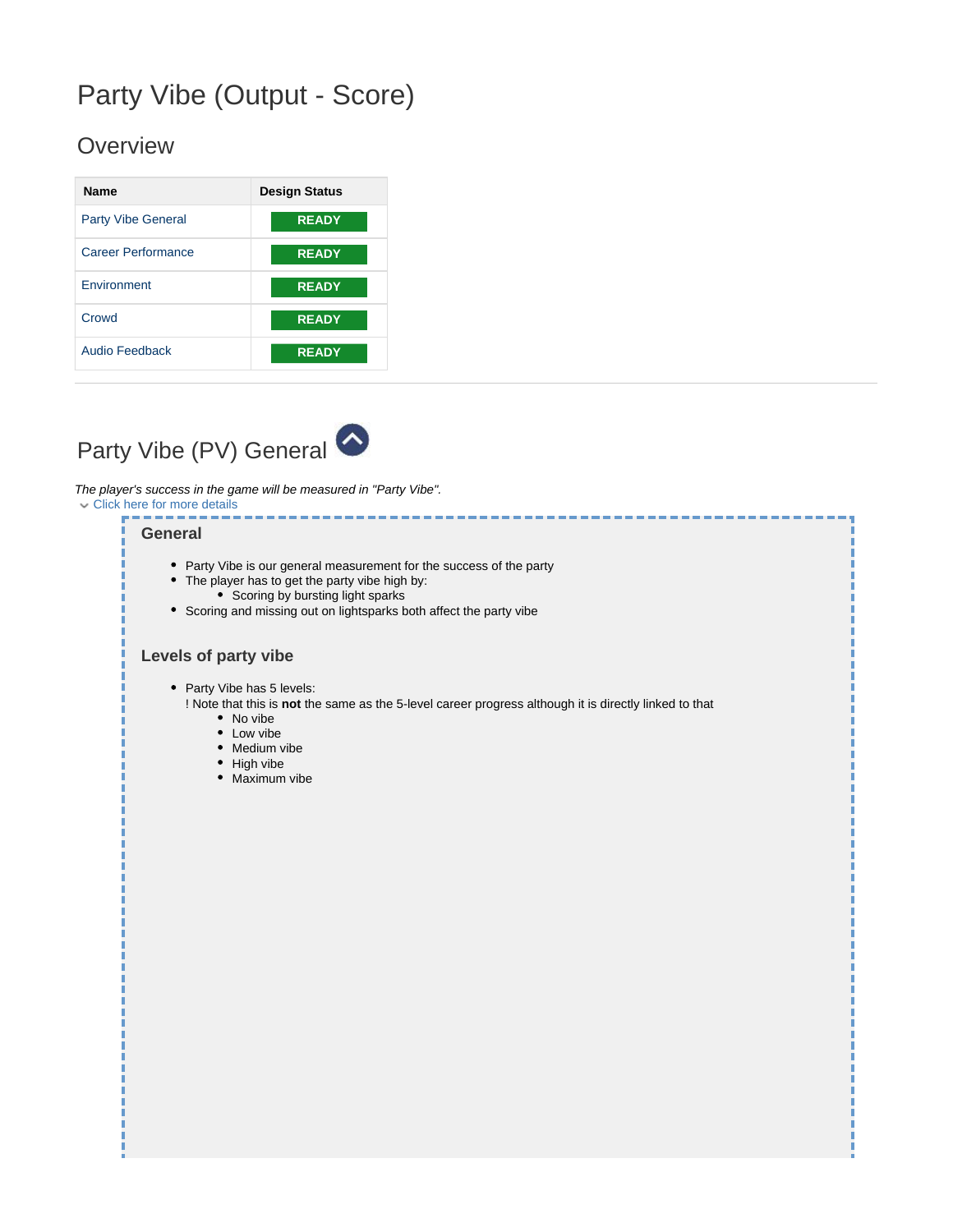# Party Vibe (Output - Score)

## Overview

| Name | Design Status |
| --- | --- |
| Party Vibe General | READY |
| Career Performance | READY |
| Environment | READY |
| Crowd | READY |
| Audio Feedback | READY |

---

## Party Vibe (PV) General

*The player's success in the game will be measured in "Party Vibe".*

Click here for more details

### General

- Party Vibe is our general measurement for the success of the party
- The player has to get the party vibe high by:
  - Scoring by bursting light sparks
- Scoring and missing out on lightsparks both affect the party vibe

### Levels of party vibe

- Party Vibe has 5 levels:
  ! Note that this is **not** the same as the 5-level career progress although it is directly linked to that
  - No vibe
  - Low vibe
  - Medium vibe
  - High vibe
  - Maximum vibe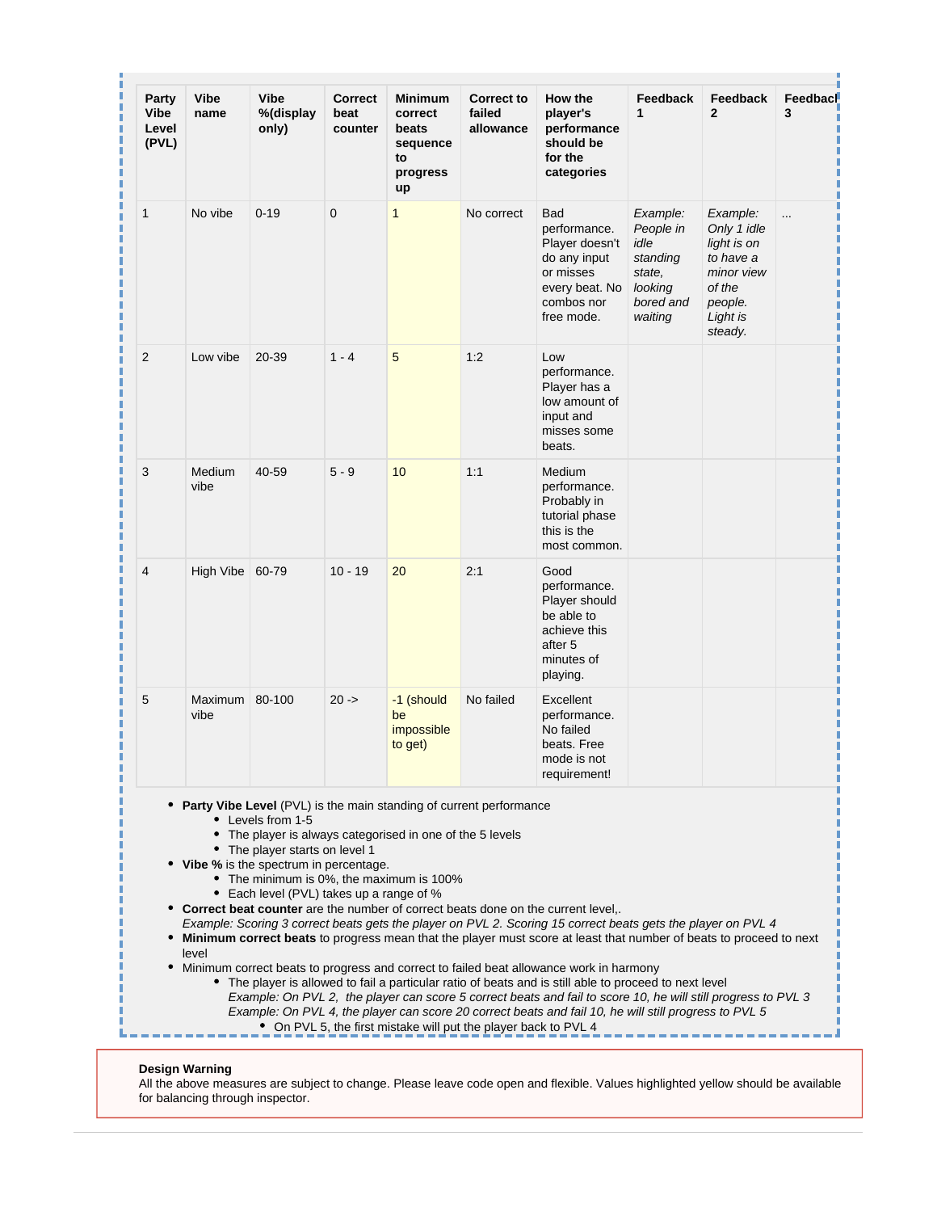| Party Vibe Level (PVL) | Vibe name | Vibe %(display only) | Correct beat counter | Minimum correct beats sequence to progress up | Correct to failed allowance | How the player's performance should be for the categories | Feedback 1 | Feedback 2 | Feedback 3 |
|---|---|---|---|---|---|---|---|---|---|
| 1 | No vibe | 0-19 | 0 | 1 | No correct | Bad performance. Player doesn't do any input or misses every beat. No combos nor free mode. | *Example: People in idle standing state, looking bored and waiting* | *Example: Only 1 idle light is on to have a minor view of the people. Light is steady.* | ... |
| 2 | Low vibe | 20-39 | 1 - 4 | 5 | 1:2 | Low performance. Player has a low amount of input and misses some beats. | | | |
| 3 | Medium vibe | 40-59 | 5 - 9 | 10 | 1:1 | Medium performance. Probably in tutorial phase this is the most common. | | | |
| 4 | High Vibe | 60-79 | 10 - 19 | 20 | 2:1 | Good performance. Player should be able to achieve this after 5 minutes of playing. | | | |
| 5 | Maximum vibe | 80-100 | 20 -> | -1 (should be impossible to get) | No failed | Excellent performance. No failed beats. Free mode is not requirement! | | | |

- **Party Vibe Level** (PVL) is the main standing of current performance
  - Levels from 1-5
  - The player is always categorised in one of the 5 levels
  - The player starts on level 1
- **Vibe %** is the spectrum in percentage.
  - The minimum is 0%, the maximum is 100%
  - Each level (PVL) takes up a range of %
- **Correct beat counter** are the number of correct beats done on the current level,.
  *Example: Scoring 3 correct beats gets the player on PVL 2. Scoring 15 correct beats gets the player on PVL 4*
- **Minimum correct beats** to progress mean that the player must score at least that number of beats to proceed to next level
- Minimum correct beats to progress and correct to failed beat allowance work in harmony
  - The player is allowed to fail a particular ratio of beats and is still able to proceed to next level
    *Example: On PVL 2, the player can score 5 correct beats and fail to score 10, he will still progress to PVL 3*
    *Example: On PVL 4, the player can score 20 correct beats and fail 10, he will still progress to PVL 5*
    - On PVL 5, the first mistake will put the player back to PVL 4

**Design Warning**
All the above measures are subject to change. Please leave code open and flexible. Values highlighted yellow should be available for balancing through inspector.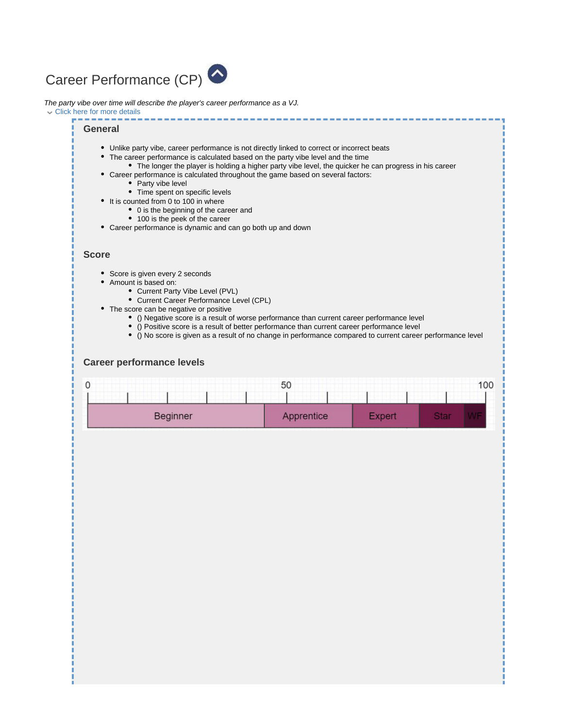# Career Performance (CP)

*The party vibe over time will describe the player's career performance as a VJ.*

Click here for more details

### General

- Unlike party vibe, career performance is not directly linked to correct or incorrect beats
- The career performance is calculated based on the party vibe level and the time
  - The longer the player is holding a higher party vibe level, the quicker he can progress in his career
- Career performance is calculated throughout the game based on several factors:
  - Party vibe level
  - Time spent on specific levels
- It is counted from 0 to 100 in where
  - 0 is the beginning of the career and
  - 100 is the peek of the career
- Career performance is dynamic and can go both up and down

### Score

- Score is given every 2 seconds
- Amount is based on:
  - Current Party Vibe Level (PVL)
  - Current Career Performance Level (CPL)
- The score can be negative or positive
  - () Negative score is a result of worse performance than current career performance level
  - () Positive score is a result of better performance than current career performance level
  - () No score is given as a result of no change in performance compared to current career performance level

### Career performance levels

0 — 50 — 100

| Beginner | Apprentice | Expert | Star | WF |
|---|---|---|---|---|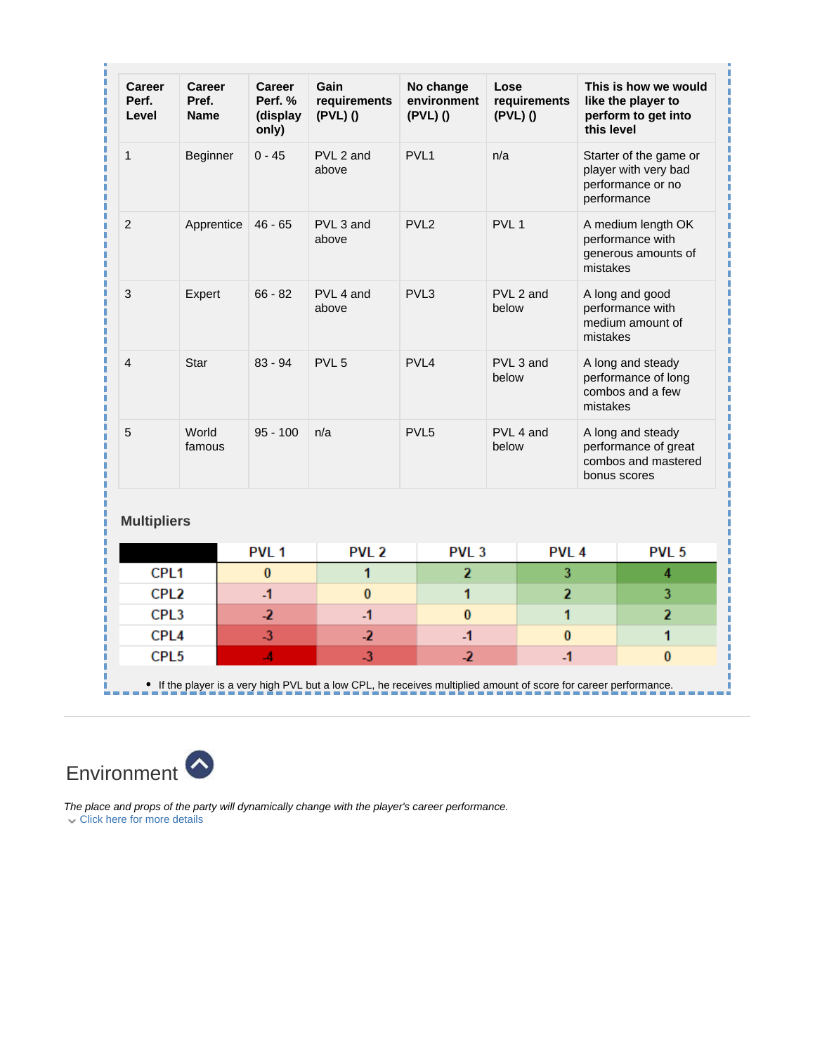| Career Perf. Level | Career Pref. Name | Career Perf. % (display only) | Gain requirements (PVL) () | No change environment (PVL) () | Lose requirements (PVL) () | This is how we would like the player to perform to get into this level |
|---|---|---|---|---|---|---|
| 1 | Beginner | 0 - 45 | PVL 2 and above | PVL1 | n/a | Starter of the game or player with very bad performance or no performance |
| 2 | Apprentice | 46 - 65 | PVL 3 and above | PVL2 | PVL 1 | A medium length OK performance with generous amounts of mistakes |
| 3 | Expert | 66 - 82 | PVL 4 and above | PVL3 | PVL 2 and below | A long and good performance with medium amount of mistakes |
| 4 | Star | 83 - 94 | PVL 5 | PVL4 | PVL 3 and below | A long and steady performance of long combos and a few mistakes |
| 5 | World famous | 95 - 100 | n/a | PVL5 | PVL 4 and below | A long and steady performance of great combos and mastered bonus scores |

### Multipliers

| | PVL 1 | PVL 2 | PVL 3 | PVL 4 | PVL 5 |
|---|---|---|---|---|---|
| CPL1 | 0 | 1 | 2 | 3 | 4 |
| CPL2 | -1 | 0 | 1 | 2 | 3 |
| CPL3 | -2 | -1 | 0 | 1 | 2 |
| CPL4 | -3 | -2 | -1 | 0 | 1 |
| CPL5 | -4 | -3 | -2 | -1 | 0 |

- If the player is a very high PVL but a low CPL, he receives multiplied amount of score for career performance.

## Environment

*The place and props of the party will dynamically change with the player's career performance.*

Click here for more details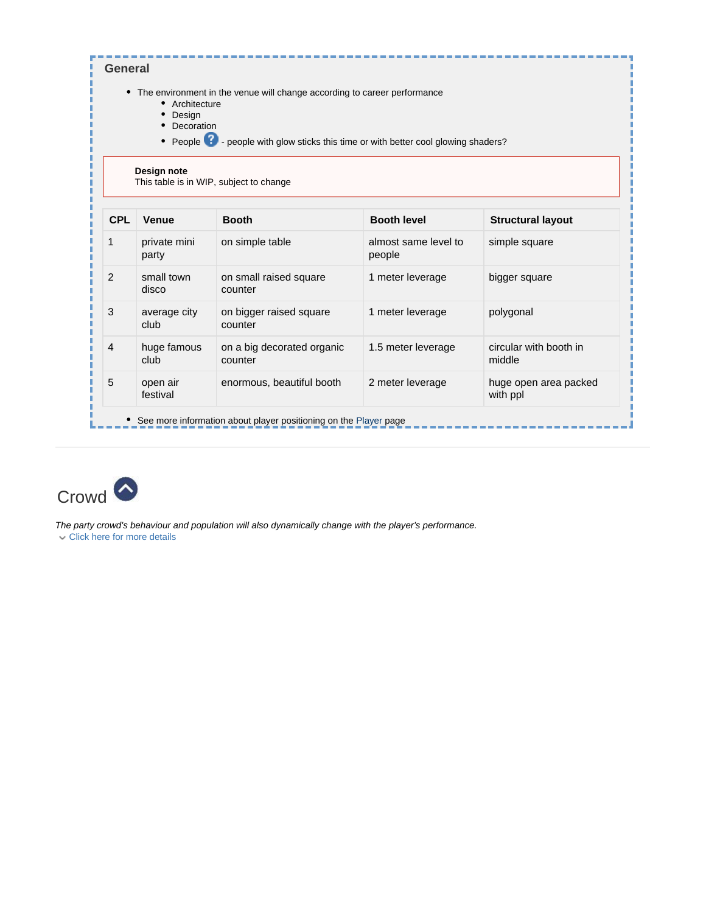### General

- The environment in the venue will change according to career performance
  - Architecture
  - Design
  - Decoration
  - People - people with glow sticks this time or with better cool glowing shaders?

**Design note**
This table is in WIP, subject to change

| CPL | Venue | Booth | Booth level | Structural layout |
| --- | --- | --- | --- | --- |
| 1 | private mini party | on simple table | almost same level to people | simple square |
| 2 | small town disco | on small raised square counter | 1 meter leverage | bigger square |
| 3 | average city club | on bigger raised square counter | 1 meter leverage | polygonal |
| 4 | huge famous club | on a big decorated organic counter | 1.5 meter leverage | circular with booth in middle |
| 5 | open air festival | enormous, beautiful booth | 2 meter leverage | huge open area packed with ppl |

- See more information about player positioning on the Player page

---

## Crowd

*The party crowd's behaviour and population will also dynamically change with the player's performance.*

Click here for more details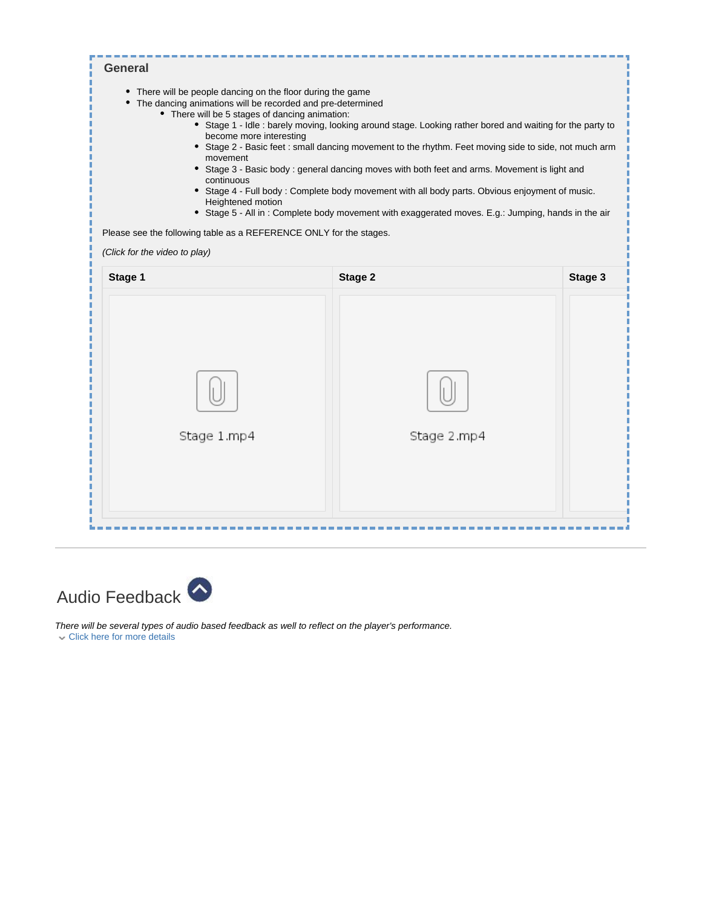### General

- There will be people dancing on the floor during the game
- The dancing animations will be recorded and pre-determined
  - There will be 5 stages of dancing animation:
    - Stage 1 - Idle : barely moving, looking around stage. Looking rather bored and waiting for the party to become more interesting
    - Stage 2 - Basic feet : small dancing movement to the rhythm. Feet moving side to side, not much arm movement
    - Stage 3 - Basic body : general dancing moves with both feet and arms. Movement is light and continuous
    - Stage 4 - Full body : Complete body movement with all body parts. Obvious enjoyment of music. Heightened motion
    - Stage 5 - All in : Complete body movement with exaggerated moves. E.g.: Jumping, hands in the air

Please see the following table as a REFERENCE ONLY for the stages.

*(Click for the video to play)*

| Stage 1 | Stage 2 | Stage 3 |
|---|---|---|
| Stage 1.mp4 | Stage 2.mp4 | |

## Audio Feedback

*There will be several types of audio based feedback as well to reflect on the player's performance.*

Click here for more details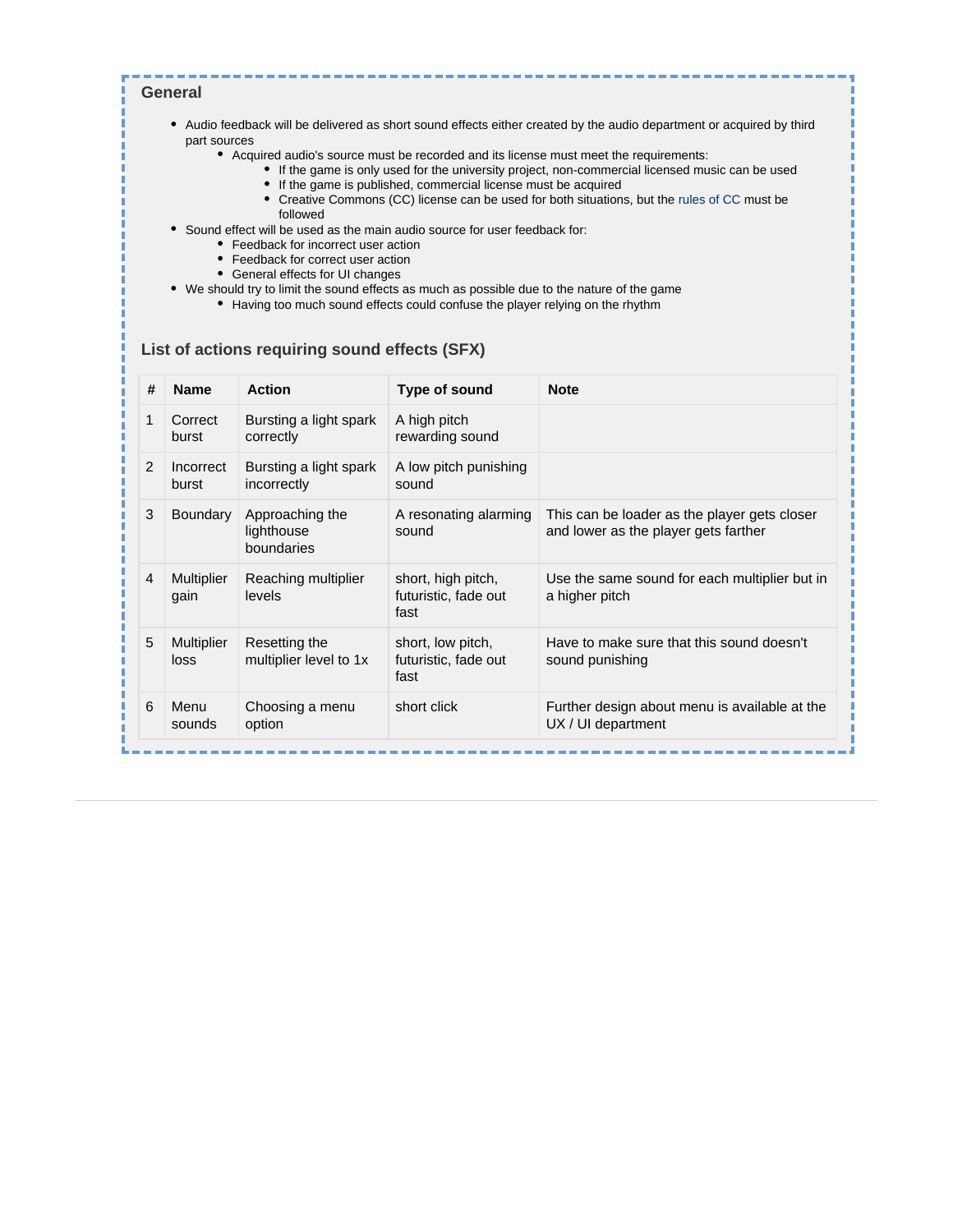## General

- Audio feedback will be delivered as short sound effects either created by the audio department or acquired by third part sources
  - Acquired audio's source must be recorded and its license must meet the requirements:
    - If the game is only used for the university project, non-commercial licensed music can be used
    - If the game is published, commercial license must be acquired
    - Creative Commons (CC) license can be used for both situations, but the rules of CC must be followed
- Sound effect will be used as the main audio source for user feedback for:
  - Feedback for incorrect user action
  - Feedback for correct user action
  - General effects for UI changes
- We should try to limit the sound effects as much as possible due to the nature of the game
  - Having too much sound effects could confuse the player relying on the rhythm

## List of actions requiring sound effects (SFX)

| # | Name | Action | Type of sound | Note |
|---|---|---|---|---|
| 1 | Correct burst | Bursting a light spark correctly | A high pitch rewarding sound | |
| 2 | Incorrect burst | Bursting a light spark incorrectly | A low pitch punishing sound | |
| 3 | Boundary | Approaching the lighthouse boundaries | A resonating alarming sound | This can be loader as the player gets closer and lower as the player gets farther |
| 4 | Multiplier gain | Reaching multiplier levels | short, high pitch, futuristic, fade out fast | Use the same sound for each multiplier but in a higher pitch |
| 5 | Multiplier loss | Resetting the multiplier level to 1x | short, low pitch, futuristic, fade out fast | Have to make sure that this sound doesn't sound punishing |
| 6 | Menu sounds | Choosing a menu option | short click | Further design about menu is available at the UX / UI department |